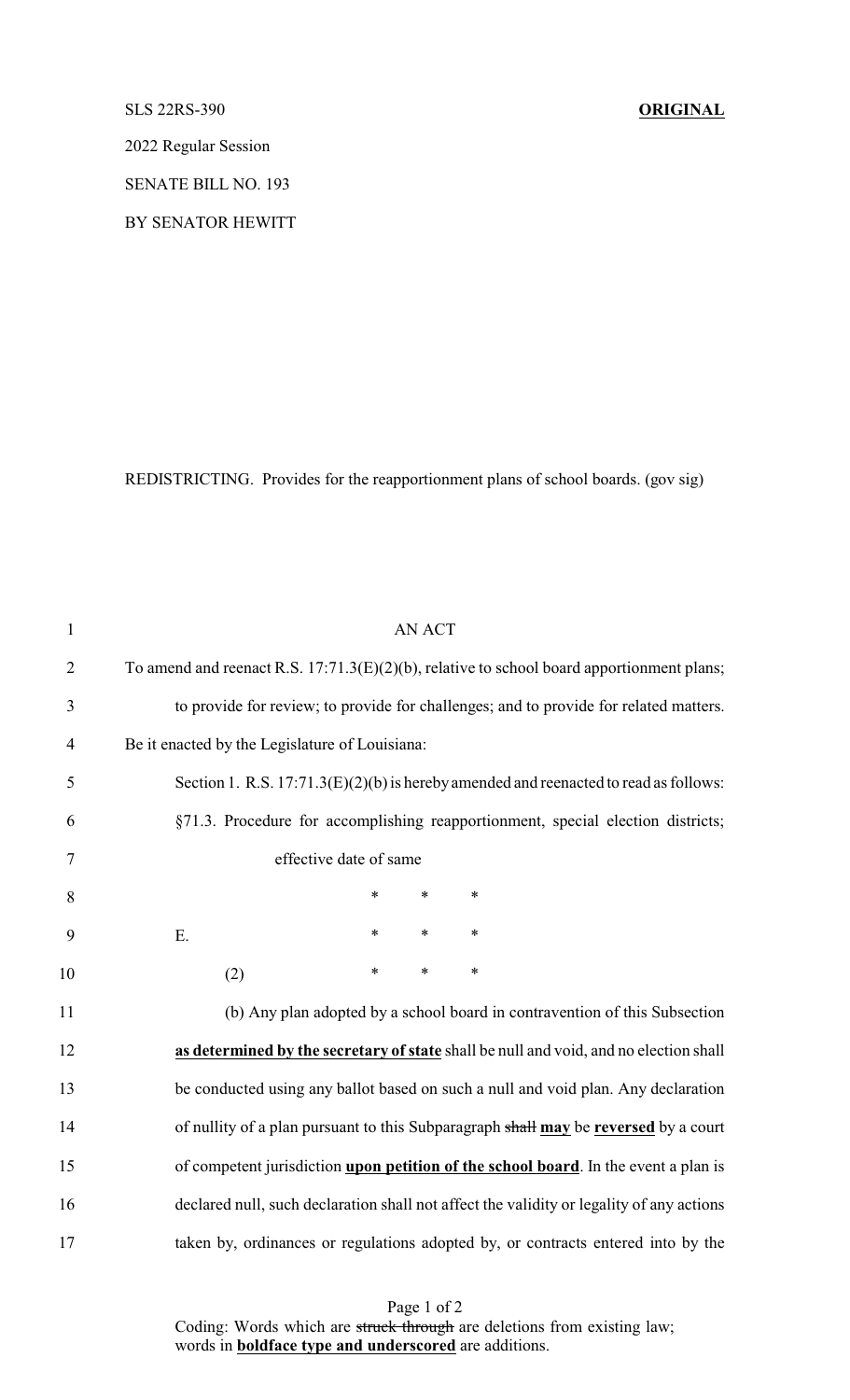SLS 22RS-390 **ORIGINAL**

2022 Regular Session

SENATE BILL NO. 193

BY SENATOR HEWITT

REDISTRICTING. Provides for the reapportionment plans of school boards. (gov sig)

AN ACT

To amend and reenact R.S. 17:71.3(E)(2)(b), relative to school board apportionment plans; to provide for review; to provide for challenges; and to provide for related matters.

Be it enacted by the Legislature of Louisiana:

Section 1. R.S. 17:71.3(E)(2)(b) is hereby amended and reenacted to read as follows:

§71.3. Procedure for accomplishing reapportionment, special election districts; effective date of same

\* \* \*

E. \* \* \*

(2) \* \* \*

(b) Any plan adopted by a school board in contravention of this Subsection **<u>as determined by the secretary of state</u>** shall be null and void, and no election shall be conducted using any ballot based on such a null and void plan. Any declaration of nullity of a plan pursuant to this Subparagraph ~~shall~~ **<u>may</u>** be **<u>reversed</u>** by a court of competent jurisdiction **<u>upon petition of the school board</u>**. In the event a plan is declared null, such declaration shall not affect the validity or legality of any actions taken by, ordinances or regulations adopted by, or contracts entered into by the

Coding: Words which are ~~struck through~~ are deletions from existing law; words in **<u>boldface type and underscored</u>** are additions.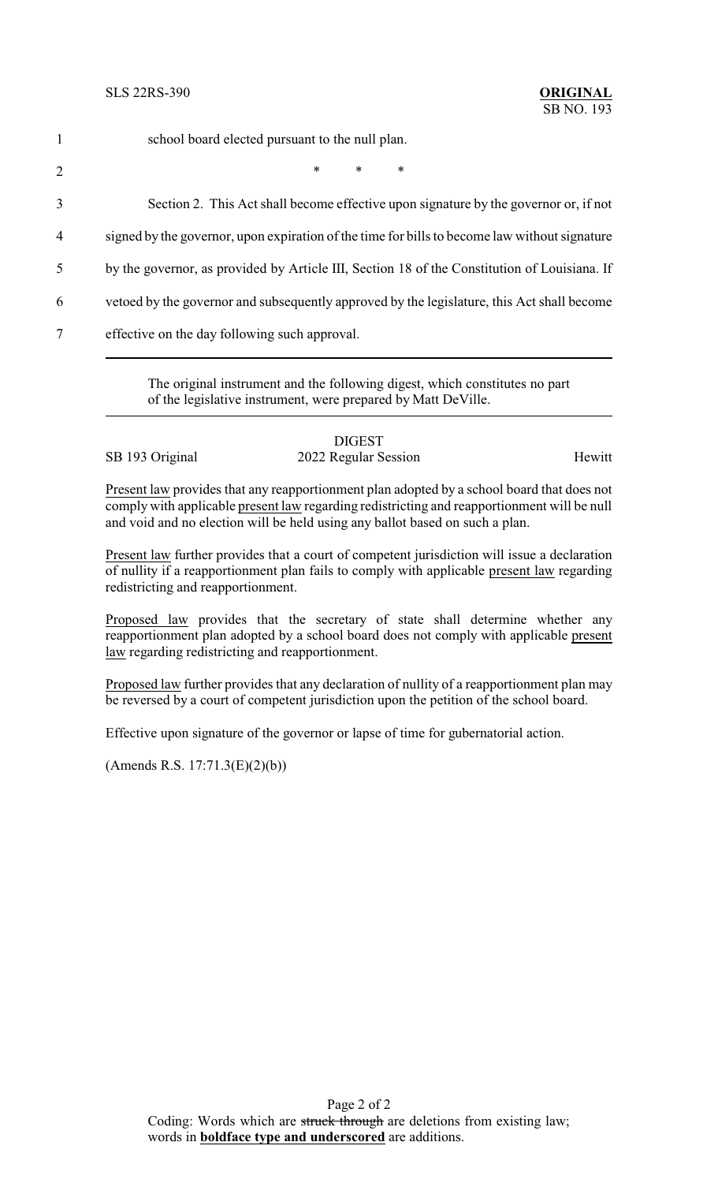school board elected pursuant to the null plan.

\* \* \*

Section 2. This Act shall become effective upon signature by the governor or, if not signed by the governor, upon expiration of the time for bills to become law without signature by the governor, as provided by Article III, Section 18 of the Constitution of Louisiana. If vetoed by the governor and subsequently approved by the legislature, this Act shall become effective on the day following such approval.

---

The original instrument and the following digest, which constitutes no part of the legislative instrument, were prepared by Matt DeVille.

---

DIGEST

SB 193 Original — 2022 Regular Session — Hewitt

Present law provides that any reapportionment plan adopted by a school board that does not comply with applicable present law regarding redistricting and reapportionment will be null and void and no election will be held using any ballot based on such a plan.

Present law further provides that a court of competent jurisdiction will issue a declaration of nullity if a reapportionment plan fails to comply with applicable present law regarding redistricting and reapportionment.

Proposed law provides that the secretary of state shall determine whether any reapportionment plan adopted by a school board does not comply with applicable present law regarding redistricting and reapportionment.

Proposed law further provides that any declaration of nullity of a reapportionment plan may be reversed by a court of competent jurisdiction upon the petition of the school board.

Effective upon signature of the governor or lapse of time for gubernatorial action.

(Amends R.S. 17:71.3(E)(2)(b))

Coding: Words which are ~~struck through~~ are deletions from existing law; words in **boldface type and underscored** are additions.